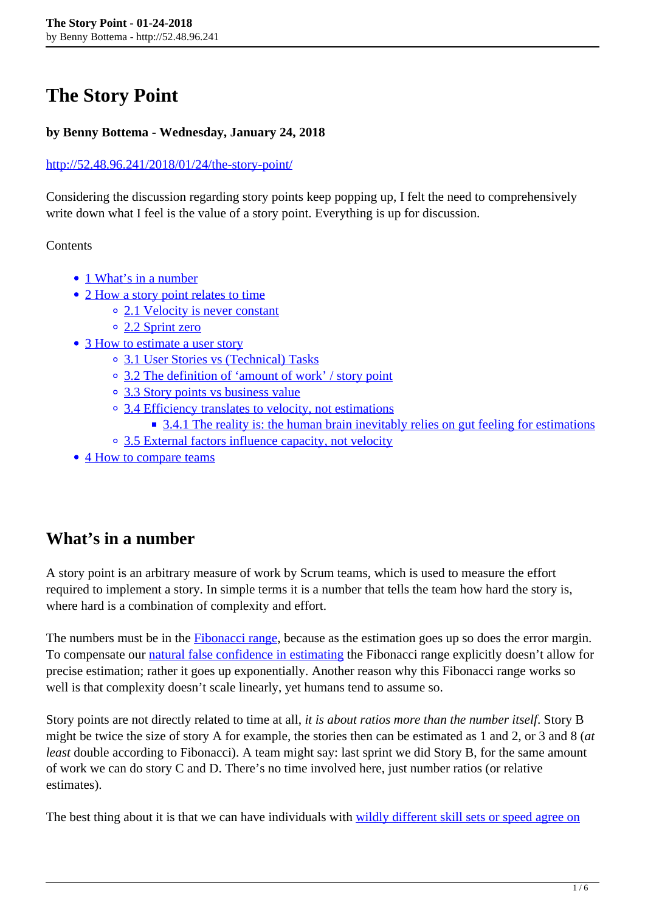# The Story Point

**by Benny Bottema - Wednesday, January 24, 2018**

http://52.48.96.241/2018/01/24/the-story-point/

Considering the discussion regarding story points keep popping up, I felt the need to comprehensively write down what I feel is the value of a story point. Everything is up for discussion.

Contents

- 1 What's in a number
- 2 How a story point relates to time
  - 2.1 Velocity is never constant
  - 2.2 Sprint zero
- 3 How to estimate a user story
  - 3.1 User Stories vs (Technical) Tasks
  - 3.2 The definition of 'amount of work' / story point
  - 3.3 Story points vs business value
  - 3.4 Efficiency translates to velocity, not estimations
    - 3.4.1 The reality is: the human brain inevitably relies on gut feeling for estimations
  - 3.5 External factors influence capacity, not velocity
- 4 How to compare teams

## What's in a number

A story point is an arbitrary measure of work by Scrum teams, which is used to measure the effort required to implement a story. In simple terms it is a number that tells the team how hard the story is, where hard is a combination of complexity and effort.

The numbers must be in the Fibonacci range, because as the estimation goes up so does the error margin. To compensate our natural false confidence in estimating the Fibonacci range explicitly doesn't allow for precise estimation; rather it goes up exponentially. Another reason why this Fibonacci range works so well is that complexity doesn't scale linearly, yet humans tend to assume so.

Story points are not directly related to time at all, *it is about ratios more than the number itself*. Story B might be twice the size of story A for example, the stories then can be estimated as 1 and 2, or 3 and 8 (*at least* double according to Fibonacci). A team might say: last sprint we did Story B, for the same amount of work we can do story C and D. There's no time involved here, just number ratios (or relative estimates).

The best thing about it is that we can have individuals with wildly different skill sets or speed agree on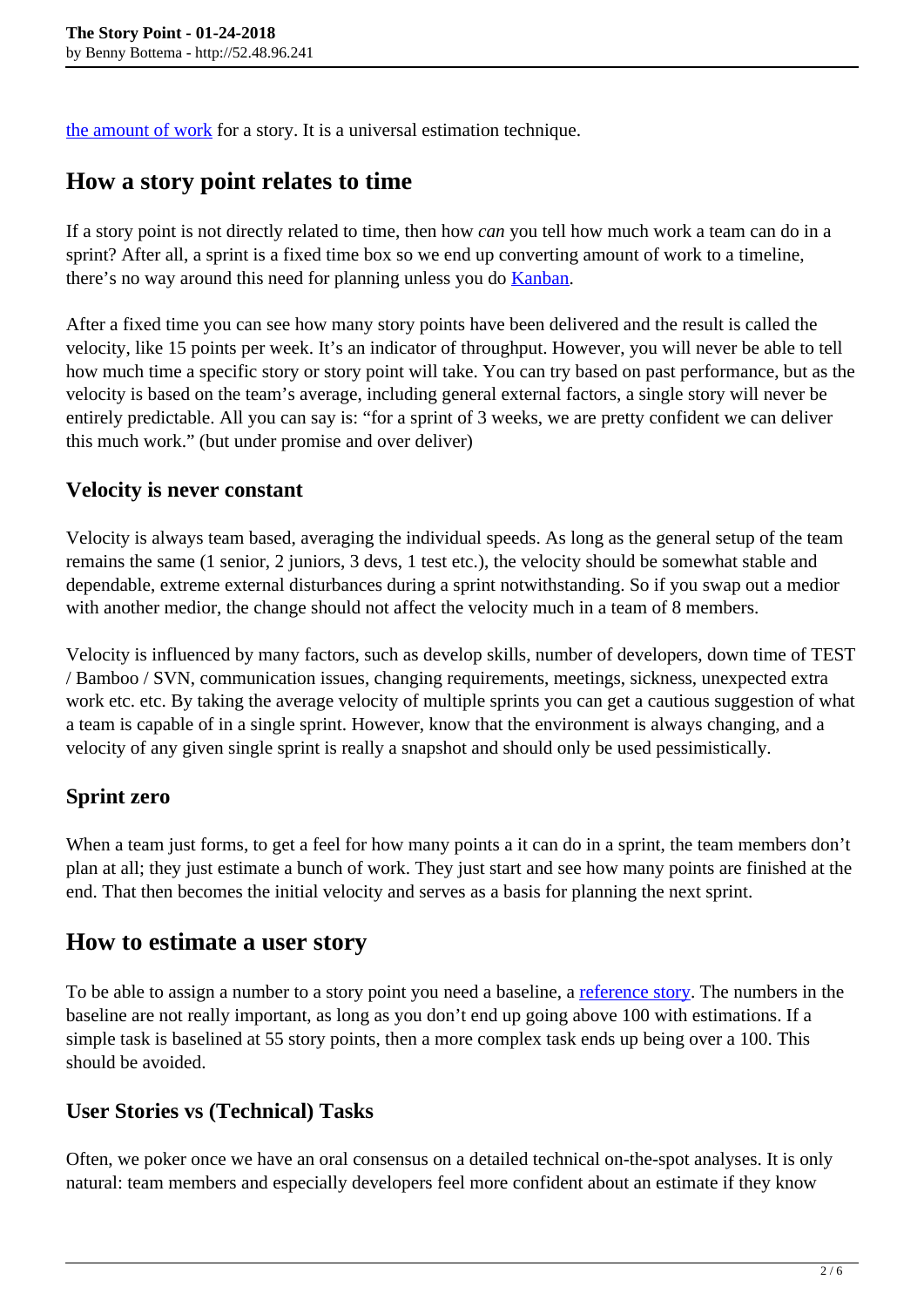[the amount of work](#) for a story. It is a universal estimation technique.

## How a story point relates to time

If a story point is not directly related to time, then how *can* you tell how much work a team can do in a sprint? After all, a sprint is a fixed time box so we end up converting amount of work to a timeline, there's no way around this need for planning unless you do [Kanban](#).

After a fixed time you can see how many story points have been delivered and the result is called the velocity, like 15 points per week. It's an indicator of throughput. However, you will never be able to tell how much time a specific story or story point will take. You can try based on past performance, but as the velocity is based on the team's average, including general external factors, a single story will never be entirely predictable. All you can say is: "for a sprint of 3 weeks, we are pretty confident we can deliver this much work." (but under promise and over deliver)

### Velocity is never constant

Velocity is always team based, averaging the individual speeds. As long as the general setup of the team remains the same (1 senior, 2 juniors, 3 devs, 1 test etc.), the velocity should be somewhat stable and dependable, extreme external disturbances during a sprint notwithstanding. So if you swap out a medior with another medior, the change should not affect the velocity much in a team of 8 members.

Velocity is influenced by many factors, such as develop skills, number of developers, down time of TEST / Bamboo / SVN, communication issues, changing requirements, meetings, sickness, unexpected extra work etc. etc. By taking the average velocity of multiple sprints you can get a cautious suggestion of what a team is capable of in a single sprint. However, know that the environment is always changing, and a velocity of any given single sprint is really a snapshot and should only be used pessimistically.

### Sprint zero

When a team just forms, to get a feel for how many points a it can do in a sprint, the team members don't plan at all; they just estimate a bunch of work. They just start and see how many points are finished at the end. That then becomes the initial velocity and serves as a basis for planning the next sprint.

## How to estimate a user story

To be able to assign a number to a story point you need a baseline, a [reference story](#). The numbers in the baseline are not really important, as long as you don't end up going above 100 with estimations. If a simple task is baselined at 55 story points, then a more complex task ends up being over a 100. This should be avoided.

### User Stories vs (Technical) Tasks

Often, we poker once we have an oral consensus on a detailed technical on-the-spot analyses. It is only natural: team members and especially developers feel more confident about an estimate if they know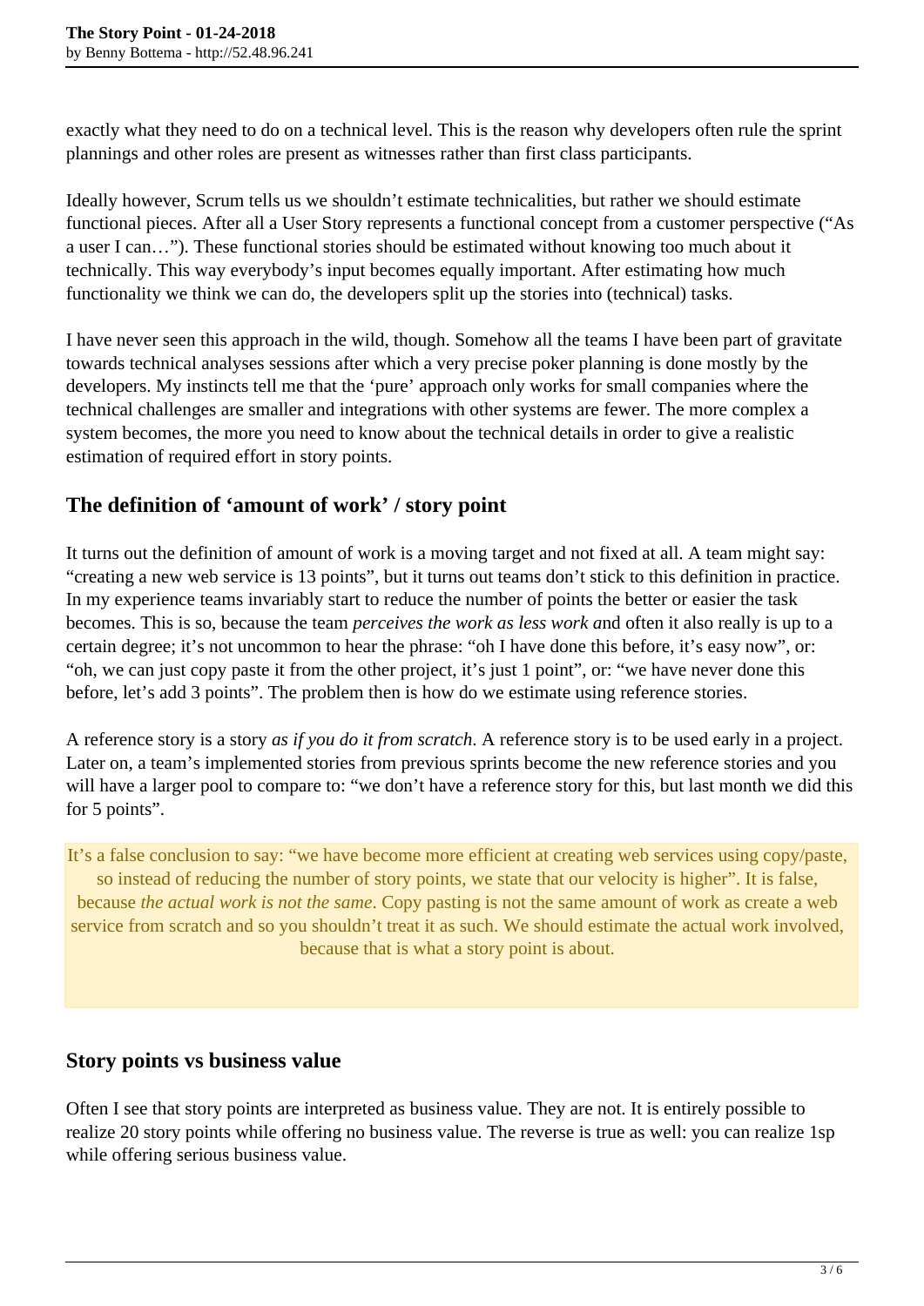exactly what they need to do on a technical level. This is the reason why developers often rule the sprint plannings and other roles are present as witnesses rather than first class participants.

Ideally however, Scrum tells us we shouldn't estimate technicalities, but rather we should estimate functional pieces. After all a User Story represents a functional concept from a customer perspective ("As a user I can…"). These functional stories should be estimated without knowing too much about it technically. This way everybody's input becomes equally important. After estimating how much functionality we think we can do, the developers split up the stories into (technical) tasks.

I have never seen this approach in the wild, though. Somehow all the teams I have been part of gravitate towards technical analyses sessions after which a very precise poker planning is done mostly by the developers. My instincts tell me that the 'pure' approach only works for small companies where the technical challenges are smaller and integrations with other systems are fewer. The more complex a system becomes, the more you need to know about the technical details in order to give a realistic estimation of required effort in story points.

## The definition of 'amount of work' / story point

It turns out the definition of amount of work is a moving target and not fixed at all. A team might say: "creating a new web service is 13 points", but it turns out teams don't stick to this definition in practice. In my experience teams invariably start to reduce the number of points the better or easier the task becomes. This is so, because the team *perceives the work as less work a*nd often it also really is up to a certain degree; it's not uncommon to hear the phrase: "oh I have done this before, it's easy now", or: "oh, we can just copy paste it from the other project, it's just 1 point", or: "we have never done this before, let's add 3 points". The problem then is how do we estimate using reference stories.

A reference story is a story *as if you do it from scratch*. A reference story is to be used early in a project. Later on, a team's implemented stories from previous sprints become the new reference stories and you will have a larger pool to compare to: "we don't have a reference story for this, but last month we did this for 5 points".

> It's a false conclusion to say: "we have become more efficient at creating web services using copy/paste, so instead of reducing the number of story points, we state that our velocity is higher". It is false, because *the actual work is not the same*. Copy pasting is not the same amount of work as create a web service from scratch and so you shouldn't treat it as such. We should estimate the actual work involved, because that is what a story point is about.

## Story points vs business value

Often I see that story points are interpreted as business value. They are not. It is entirely possible to realize 20 story points while offering no business value. The reverse is true as well: you can realize 1sp while offering serious business value.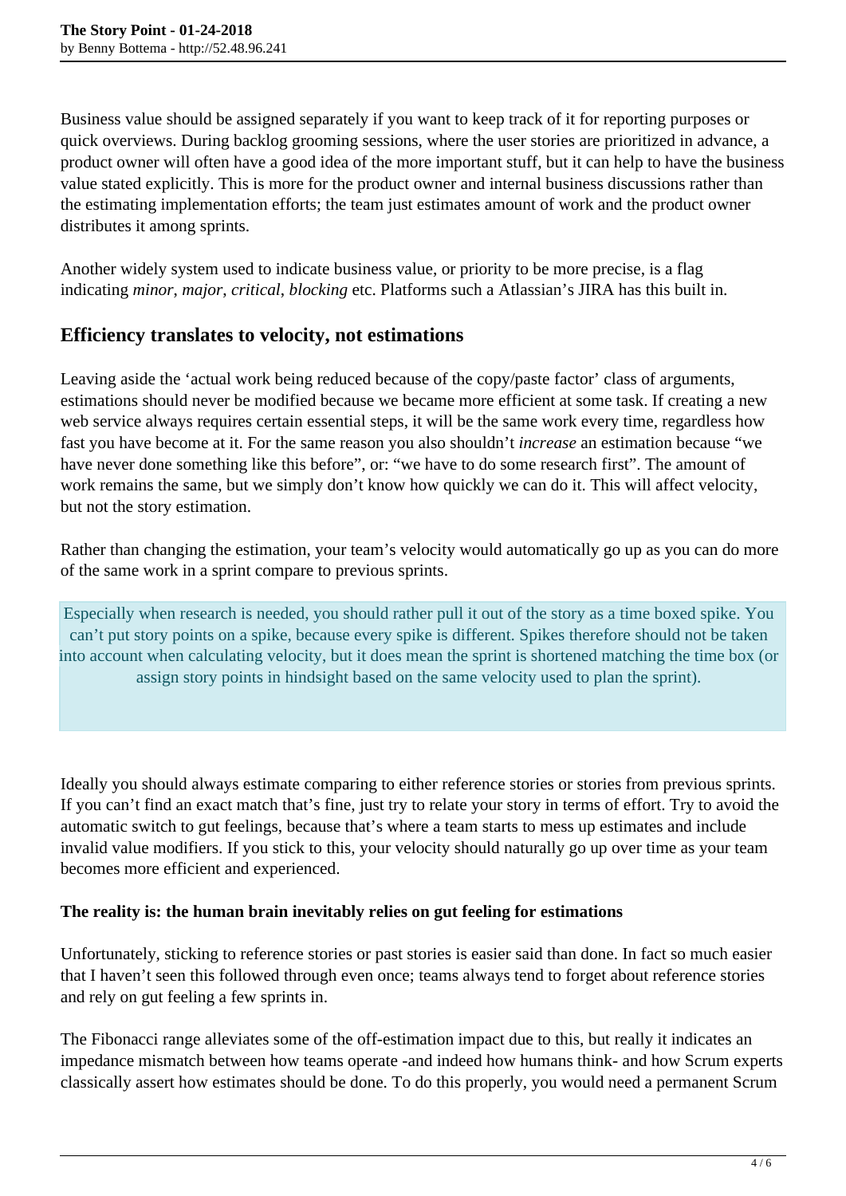Business value should be assigned separately if you want to keep track of it for reporting purposes or quick overviews. During backlog grooming sessions, where the user stories are prioritized in advance, a product owner will often have a good idea of the more important stuff, but it can help to have the business value stated explicitly. This is more for the product owner and internal business discussions rather than the estimating implementation efforts; the team just estimates amount of work and the product owner distributes it among sprints.

Another widely system used to indicate business value, or priority to be more precise, is a flag indicating *minor*, *major*, *critical*, *blocking* etc. Platforms such a Atlassian's JIRA has this built in.

## Efficiency translates to velocity, not estimations

Leaving aside the 'actual work being reduced because of the copy/paste factor' class of arguments, estimations should never be modified because we became more efficient at some task. If creating a new web service always requires certain essential steps, it will be the same work every time, regardless how fast you have become at it. For the same reason you also shouldn't *increase* an estimation because "we have never done something like this before", or: "we have to do some research first". The amount of work remains the same, but we simply don't know how quickly we can do it. This will affect velocity, but not the story estimation.

Rather than changing the estimation, your team's velocity would automatically go up as you can do more of the same work in a sprint compare to previous sprints.

> Especially when research is needed, you should rather pull it out of the story as a time boxed spike. You can't put story points on a spike, because every spike is different. Spikes therefore should not be taken into account when calculating velocity, but it does mean the sprint is shortened matching the time box (or assign story points in hindsight based on the same velocity used to plan the sprint).

Ideally you should always estimate comparing to either reference stories or stories from previous sprints. If you can't find an exact match that's fine, just try to relate your story in terms of effort. Try to avoid the automatic switch to gut feelings, because that's where a team starts to mess up estimates and include invalid value modifiers. If you stick to this, your velocity should naturally go up over time as your team becomes more efficient and experienced.

**The reality is: the human brain inevitably relies on gut feeling for estimations**

Unfortunately, sticking to reference stories or past stories is easier said than done. In fact so much easier that I haven't seen this followed through even once; teams always tend to forget about reference stories and rely on gut feeling a few sprints in.

The Fibonacci range alleviates some of the off-estimation impact due to this, but really it indicates an impedance mismatch between how teams operate -and indeed how humans think- and how Scrum experts classically assert how estimates should be done. To do this properly, you would need a permanent Scrum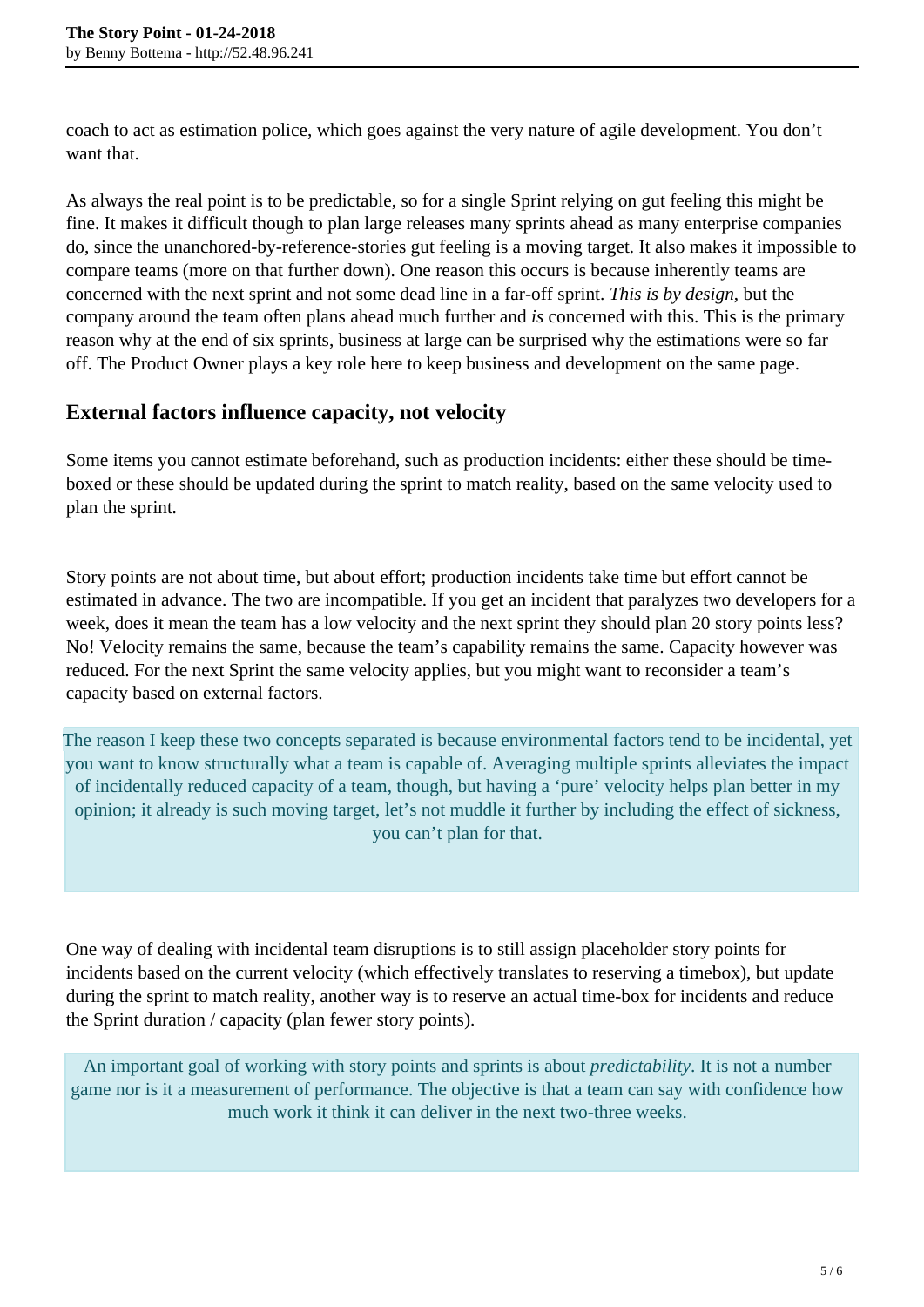coach to act as estimation police, which goes against the very nature of agile development. You don't want that.

As always the real point is to be predictable, so for a single Sprint relying on gut feeling this might be fine. It makes it difficult though to plan large releases many sprints ahead as many enterprise companies do, since the unanchored-by-reference-stories gut feeling is a moving target. It also makes it impossible to compare teams (more on that further down). One reason this occurs is because inherently teams are concerned with the next sprint and not some dead line in a far-off sprint. *This is by design*, but the company around the team often plans ahead much further and *is* concerned with this. This is the primary reason why at the end of six sprints, business at large can be surprised why the estimations were so far off. The Product Owner plays a key role here to keep business and development on the same page.

## External factors influence capacity, not velocity

Some items you cannot estimate beforehand, such as production incidents: either these should be time-boxed or these should be updated during the sprint to match reality, based on the same velocity used to plan the sprint.

Story points are not about time, but about effort; production incidents take time but effort cannot be estimated in advance. The two are incompatible. If you get an incident that paralyzes two developers for a week, does it mean the team has a low velocity and the next sprint they should plan 20 story points less? No! Velocity remains the same, because the team's capability remains the same. Capacity however was reduced. For the next Sprint the same velocity applies, but you might want to reconsider a team's capacity based on external factors.

> The reason I keep these two concepts separated is because environmental factors tend to be incidental, yet you want to know structurally what a team is capable of. Averaging multiple sprints alleviates the impact of incidentally reduced capacity of a team, though, but having a 'pure' velocity helps plan better in my opinion; it already is such moving target, let's not muddle it further by including the effect of sickness, you can't plan for that.

One way of dealing with incidental team disruptions is to still assign placeholder story points for incidents based on the current velocity (which effectively translates to reserving a timebox), but update during the sprint to match reality, another way is to reserve an actual time-box for incidents and reduce the Sprint duration / capacity (plan fewer story points).

> An important goal of working with story points and sprints is about *predictability*. It is not a number game nor is it a measurement of performance. The objective is that a team can say with confidence how much work it think it can deliver in the next two-three weeks.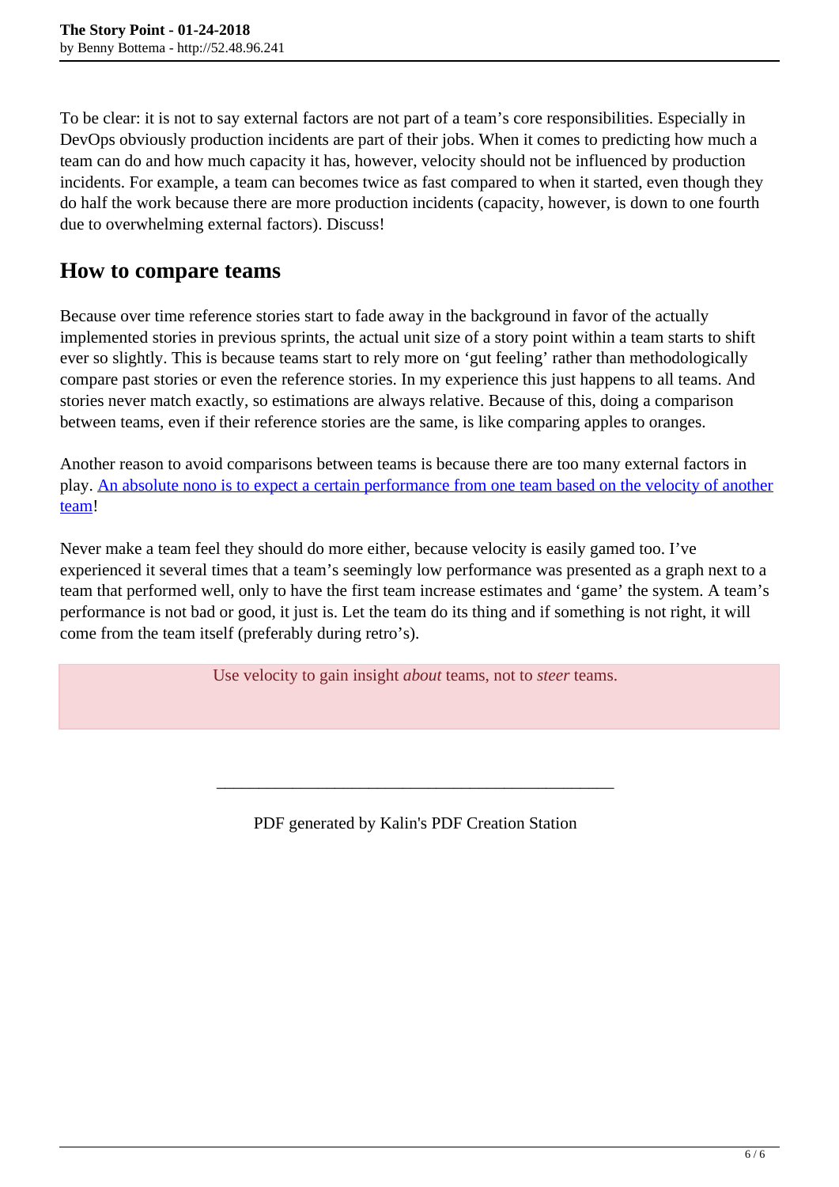To be clear: it is not to say external factors are not part of a team's core responsibilities. Especially in DevOps obviously production incidents are part of their jobs. When it comes to predicting how much a team can do and how much capacity it has, however, velocity should not be influenced by production incidents. For example, a team can becomes twice as fast compared to when it started, even though they do half the work because there are more production incidents (capacity, however, is down to one fourth due to overwhelming external factors). Discuss!

## How to compare teams

Because over time reference stories start to fade away in the background in favor of the actually implemented stories in previous sprints, the actual unit size of a story point within a team starts to shift ever so slightly. This is because teams start to rely more on 'gut feeling' rather than methodologically compare past stories or even the reference stories. In my experience this just happens to all teams. And stories never match exactly, so estimations are always relative. Because of this, doing a comparison between teams, even if their reference stories are the same, is like comparing apples to oranges.

Another reason to avoid comparisons between teams is because there are too many external factors in play. An absolute nono is to expect a certain performance from one team based on the velocity of another team!

Never make a team feel they should do more either, because velocity is easily gamed too. I've experienced it several times that a team's seemingly low performance was presented as a graph next to a team that performed well, only to have the first team increase estimates and 'game' the system. A team's performance is not bad or good, it just is. Let the team do its thing and if something is not right, it will come from the team itself (preferably during retro's).

Use velocity to gain insight *about* teams, not to *steer* teams.

---

PDF generated by Kalin's PDF Creation Station